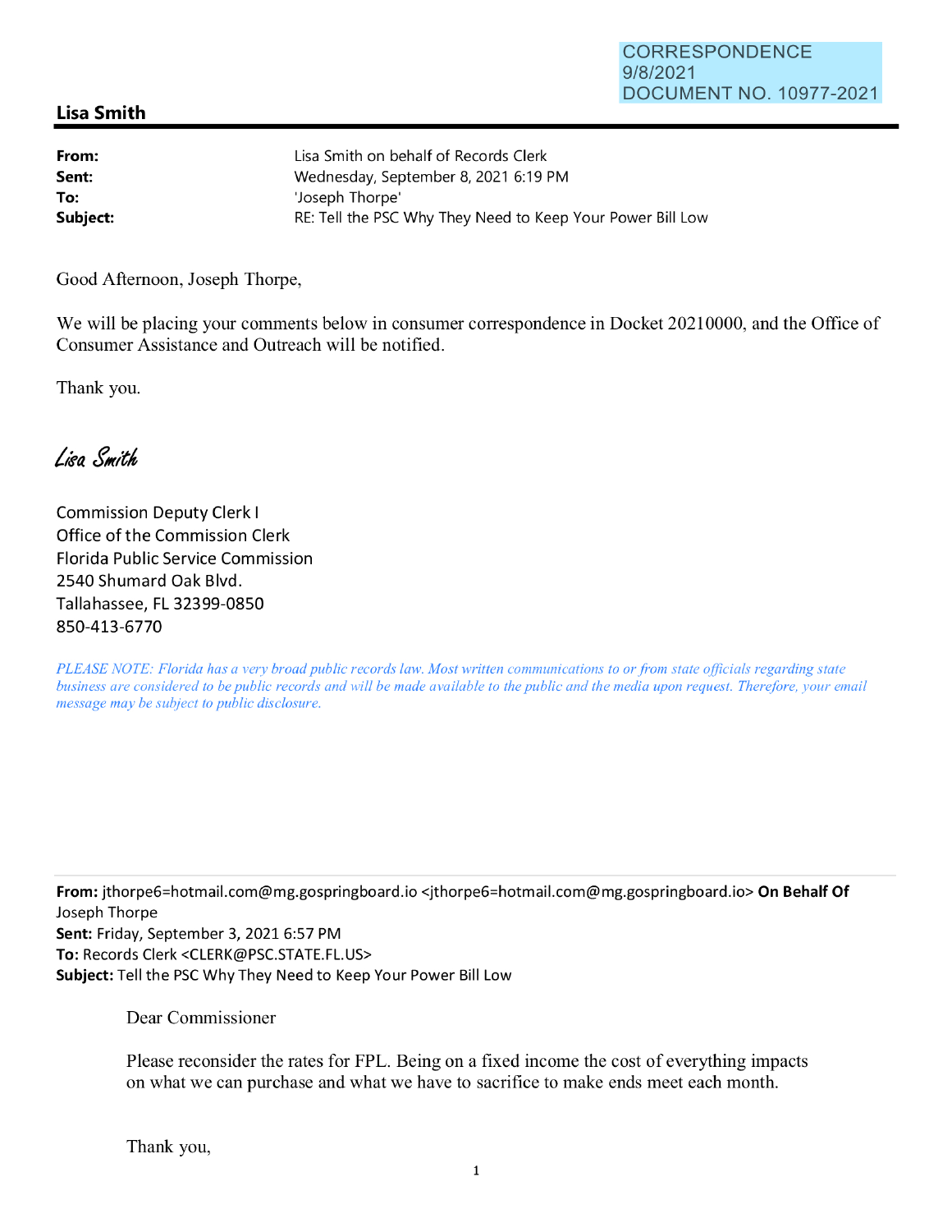CORRESPONDENCE
9/8/2021
DOCUMENT NO. 10977-2021

## Lisa Smith

**From:** Lisa Smith on behalf of Records Clerk
**Sent:** Wednesday, September 8, 2021 6:19 PM
**To:** 'Joseph Thorpe'
**Subject:** RE: Tell the PSC Why They Need to Keep Your Power Bill Low

Good Afternoon, Joseph Thorpe,

We will be placing your comments below in consumer correspondence in Docket 20210000, and the Office of Consumer Assistance and Outreach will be notified.

Thank you.

*Lisa Smith*

Commission Deputy Clerk I
Office of the Commission Clerk
Florida Public Service Commission
2540 Shumard Oak Blvd.
Tallahassee, FL 32399-0850
850-413-6770

*PLEASE NOTE: Florida has a very broad public records law. Most written communications to or from state officials regarding state business are considered to be public records and will be made available to the public and the media upon request. Therefore, your email message may be subject to public disclosure.*

---

**From:** jthorpe6=hotmail.com@mg.gospringboard.io <jthorpe6=hotmail.com@mg.gospringboard.io> **On Behalf Of** Joseph Thorpe
**Sent:** Friday, September 3, 2021 6:57 PM
**To:** Records Clerk <CLERK@PSC.STATE.FL.US>
**Subject:** Tell the PSC Why They Need to Keep Your Power Bill Low

Dear Commissioner

Please reconsider the rates for FPL. Being on a fixed income the cost of everything impacts on what we can purchase and what we have to sacrifice to make ends meet each month.

Thank you,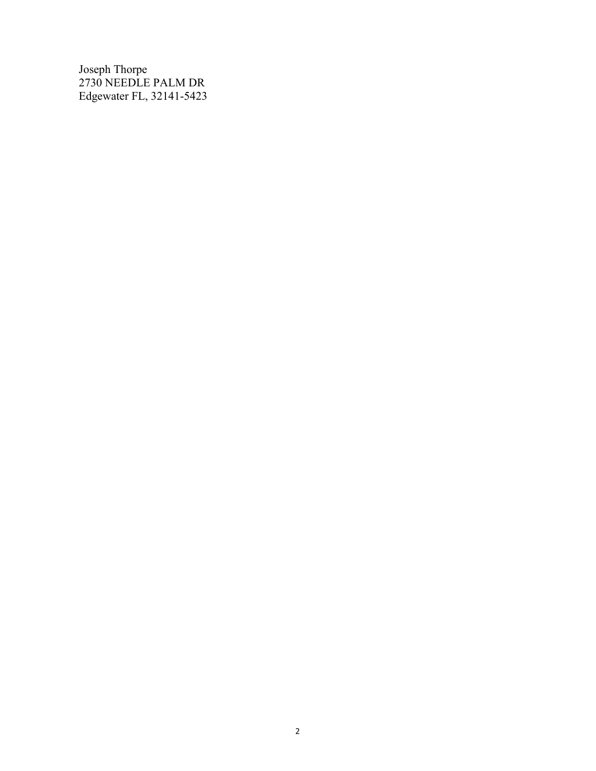Joseph Thorpe
2730 NEEDLE PALM DR
Edgewater FL, 32141-5423